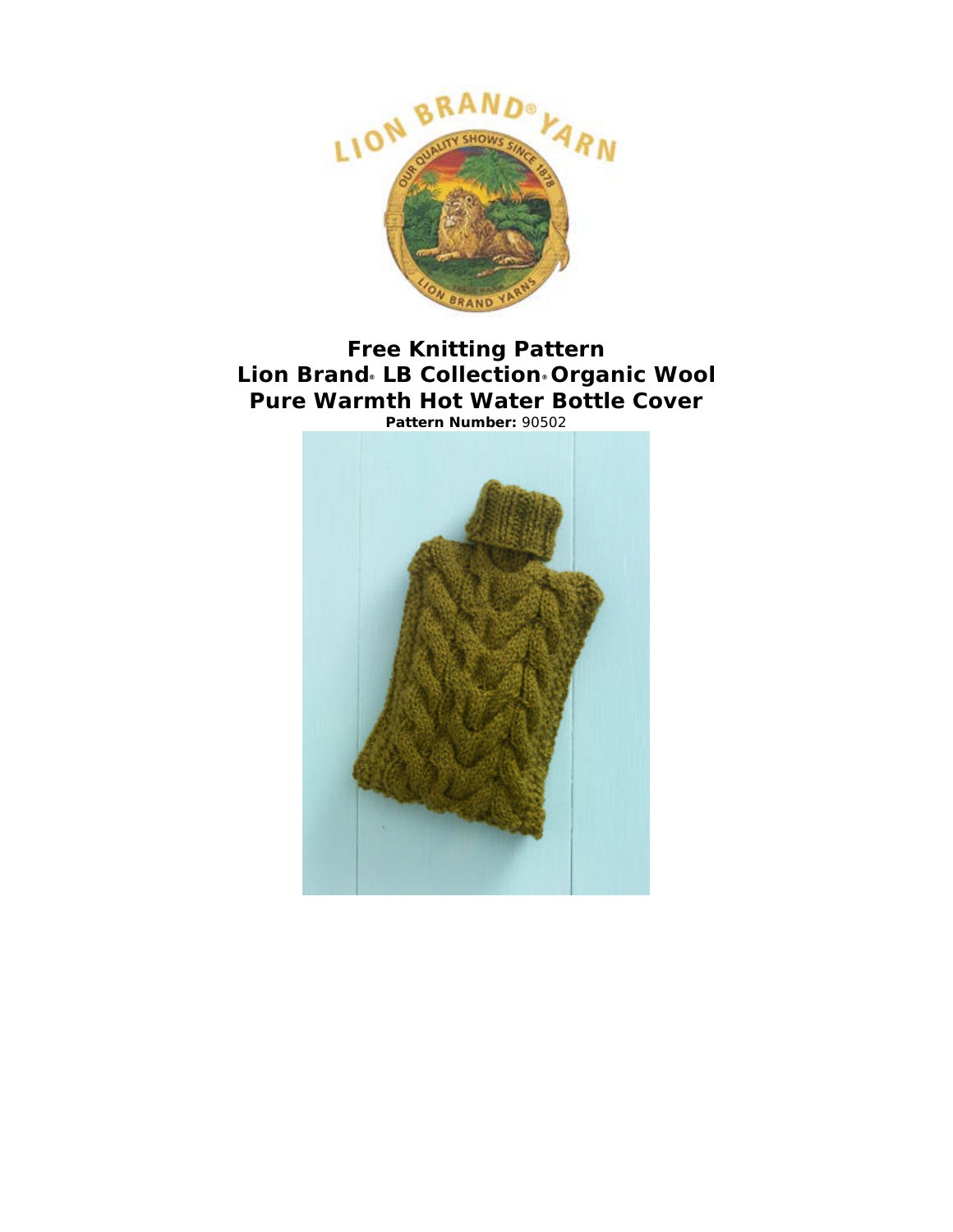**Free Knitting Pattern**
**Lion Brand® LB Collection® Organic Wool**
**Pure Warmth Hot Water Bottle Cover**
**Pattern Number:** 90502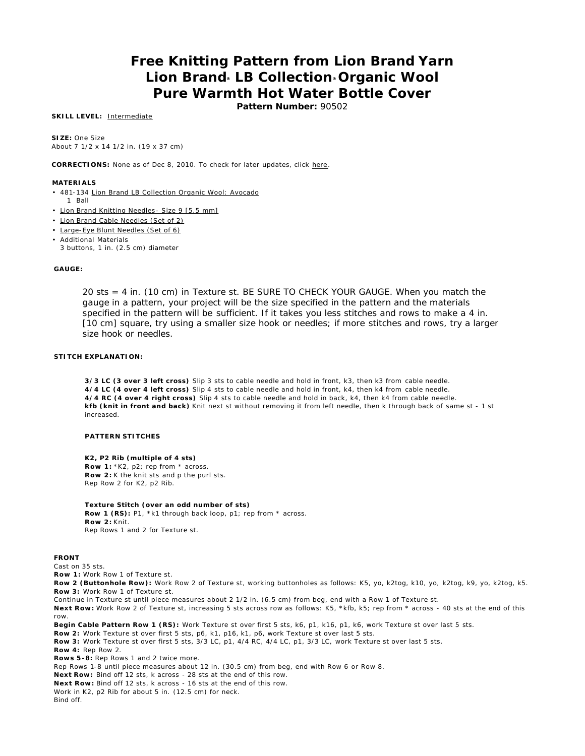# Free Knitting Pattern from Lion Brand Yarn
# Lion Brand® LB Collection® Organic Wool
# Pure Warmth Hot Water Bottle Cover

**Pattern Number:** 90502

**SKILL LEVEL:** Intermediate

**SIZE:** One Size
About 7 1/2 x 14 1/2 in. (19 x 37 cm)

**CORRECTIONS:** None as of Dec 8, 2010. To check for later updates, click here.

**MATERIALS**

- 481-134 Lion Brand LB Collection Organic Wool: Avocado
  1 Ball
- Lion Brand Knitting Needles- Size 9 [5.5 mm]
- Lion Brand Cable Needles (Set of 2)
- Large-Eye Blunt Needles (Set of 6)
- Additional Materials
  3 buttons, 1 in. (2.5 cm) diameter

**GAUGE:**

20 sts = 4 in. (10 cm) in Texture st. BE SURE TO CHECK YOUR GAUGE. When you match the gauge in a pattern, your project will be the size specified in the pattern and the materials specified in the pattern will be sufficient. If it takes you less stitches and rows to make a 4 in. [10 cm] square, try using a smaller size hook or needles; if more stitches and rows, try a larger size hook or needles.

**STITCH EXPLANATION:**

**3/3 LC (3 over 3 left cross)** Slip 3 sts to cable needle and hold in front, k3, then k3 from cable needle.
**4/4 LC (4 over 4 left cross)** Slip 4 sts to cable needle and hold in front, k4, then k4 from cable needle.
**4/4 RC (4 over 4 right cross)** Slip 4 sts to cable needle and hold in back, k4, then k4 from cable needle.
**kfb (knit in front and back)** Knit next st without removing it from left needle, then k through back of same st - 1 st increased.

**PATTERN STITCHES**

**K2, P2 Rib (multiple of 4 sts)**
**Row 1:** *K2, p2; rep from * across.
**Row 2:** K the knit sts and p the purl sts.
Rep Row 2 for K2, p2 Rib.

**Texture Stitch (over an odd number of sts)**
**Row 1 (RS):** P1, *k1 through back loop, p1; rep from * across.
**Row 2:** Knit.
Rep Rows 1 and 2 for Texture st.

**FRONT**

Cast on 35 sts.
**Row 1:** Work Row 1 of Texture st.
**Row 2 (Buttonhole Row):** Work Row 2 of Texture st, working buttonholes as follows: K5, yo, k2tog, k10, yo, k2tog, k9, yo, k2tog, k5.
**Row 3:** Work Row 1 of Texture st.
Continue in Texture st until piece measures about 2 1/2 in. (6.5 cm) from beg, end with a Row 1 of Texture st.
**Next Row:** Work Row 2 of Texture st, increasing 5 sts across row as follows: K5, *kfb, k5; rep from * across - 40 sts at the end of this row.
**Begin Cable Pattern Row 1 (RS):** Work Texture st over first 5 sts, k6, p1, k16, p1, k6, work Texture st over last 5 sts.
**Row 2:** Work Texture st over first 5 sts, p6, k1, p16, k1, p6, work Texture st over last 5 sts.
**Row 3:** Work Texture st over first 5 sts, 3/3 LC, p1, 4/4 RC, 4/4 LC, p1, 3/3 LC, work Texture st over last 5 sts.
**Row 4:** Rep Row 2.
**Rows 5-8:** Rep Rows 1 and 2 twice more.
Rep Rows 1-8 until piece measures about 12 in. (30.5 cm) from beg, end with Row 6 or Row 8.
**Next Row:** Bind off 12 sts, k across - 28 sts at the end of this row.
**Next Row:** Bind off 12 sts, k across - 16 sts at the end of this row.
Work in K2, p2 Rib for about 5 in. (12.5 cm) for neck.
Bind off.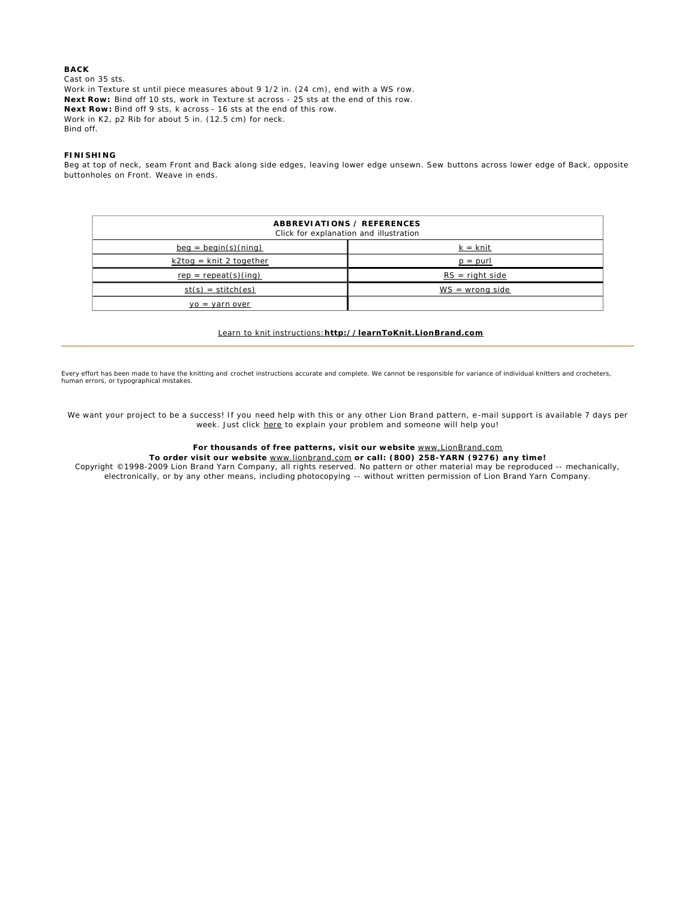**BACK**

Cast on 35 sts.
Work in Texture st until piece measures about 9 1/2 in. (24 cm), end with a WS row.
**Next Row:** Bind off 10 sts, work in Texture st across - 25 sts at the end of this row.
**Next Row:** Bind off 9 sts, k across - 16 sts at the end of this row.
Work in K2, p2 Rib for about 5 in. (12.5 cm) for neck.
Bind off.

**FINISHING**

Beg at top of neck, seam Front and Back along side edges, leaving lower edge unsewn. Sew buttons across lower edge of Back, opposite buttonholes on Front. Weave in ends.

| **ABBREVIATIONS / REFERENCES** Click for explanation and illustration | |
|---|---|
| beg = begin(s)(ning) | k = knit |
| k2tog = knit 2 together | p = purl |
| rep = repeat(s)(ing) | RS = right side |
| st(s) = stitch(es) | WS = wrong side |
| yo = yarn over | |

Learn to knit instructions: **http://learnToKnit.LionBrand.com**

---

Every effort has been made to have the knitting and crochet instructions accurate and complete. We cannot be responsible for variance of individual knitters and crocheters, human errors, or typographical mistakes.

We want your project to be a success! If you need help with this or any other Lion Brand pattern, e-mail support is available 7 days per week. Just click here to explain your problem and someone will help you!

**For thousands of free patterns, visit our website** www.LionBrand.com
**To order visit our website** www.lionbrand.com **or call: (800) 258-YARN (9276) any time!**
Copyright ©1998-2009 Lion Brand Yarn Company, all rights reserved. No pattern or other material may be reproduced -- mechanically, electronically, or by any other means, including photocopying -- without written permission of Lion Brand Yarn Company.